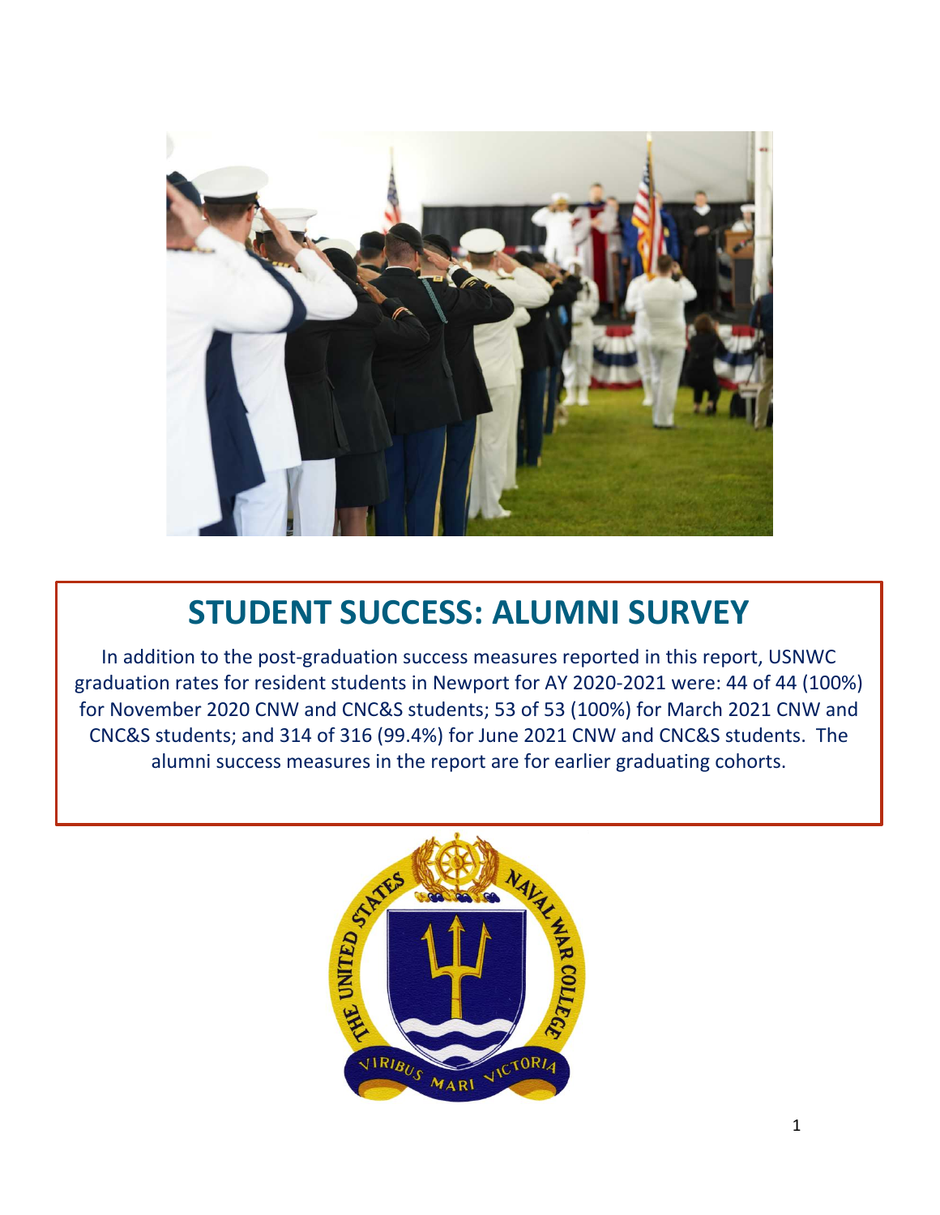# STUDENT SUCCESS: ALUMNI SURVEY

In addition to the post-graduation success measures reported in this report, USNWC graduation rates for resident students in Newport for AY 2020-2021 were: 44 of 44 (100%) for November 2020 CNW and CNC&S students; 53 of 53 (100%) for March 2021 CNW and CNC&S students; and 314 of 316 (99.4%) for June 2021 CNW and CNC&S students. The alumni success measures in the report are for earlier graduating cohorts.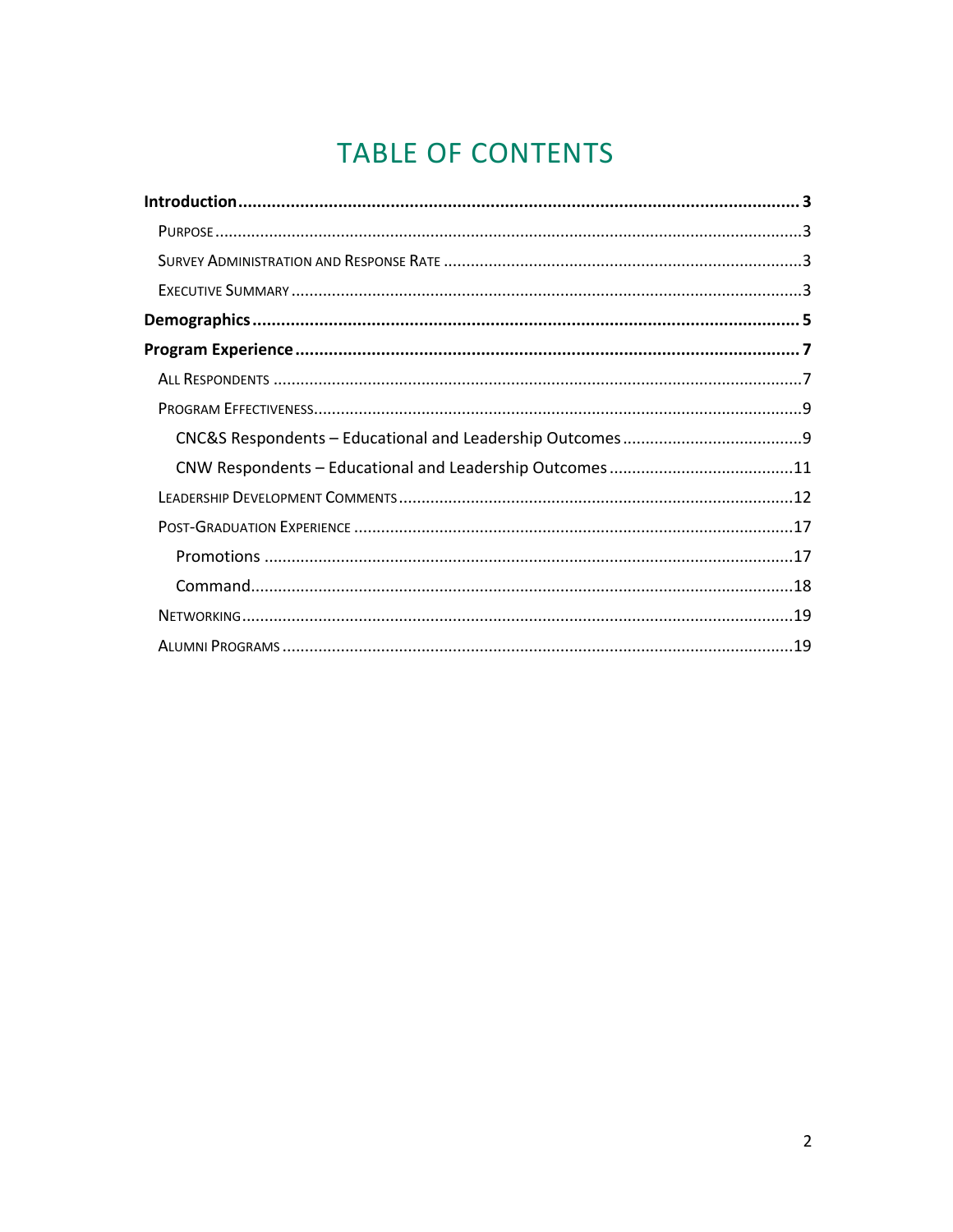# TABLE OF CONTENTS

**Introduction** ..... **3**

- Purpose ..... 3
- Survey Administration and Response Rate ..... 3
- Executive Summary ..... 3

**Demographics** ..... **5**

**Program Experience** ..... **7**

- All Respondents ..... 7
- Program Effectiveness ..... 9
  - CNC&S Respondents – Educational and Leadership Outcomes ..... 9
  - CNW Respondents – Educational and Leadership Outcomes ..... 11
- Leadership Development Comments ..... 12
- Post-Graduation Experience ..... 17
  - Promotions ..... 17
  - Command ..... 18
- Networking ..... 19
- Alumni Programs ..... 19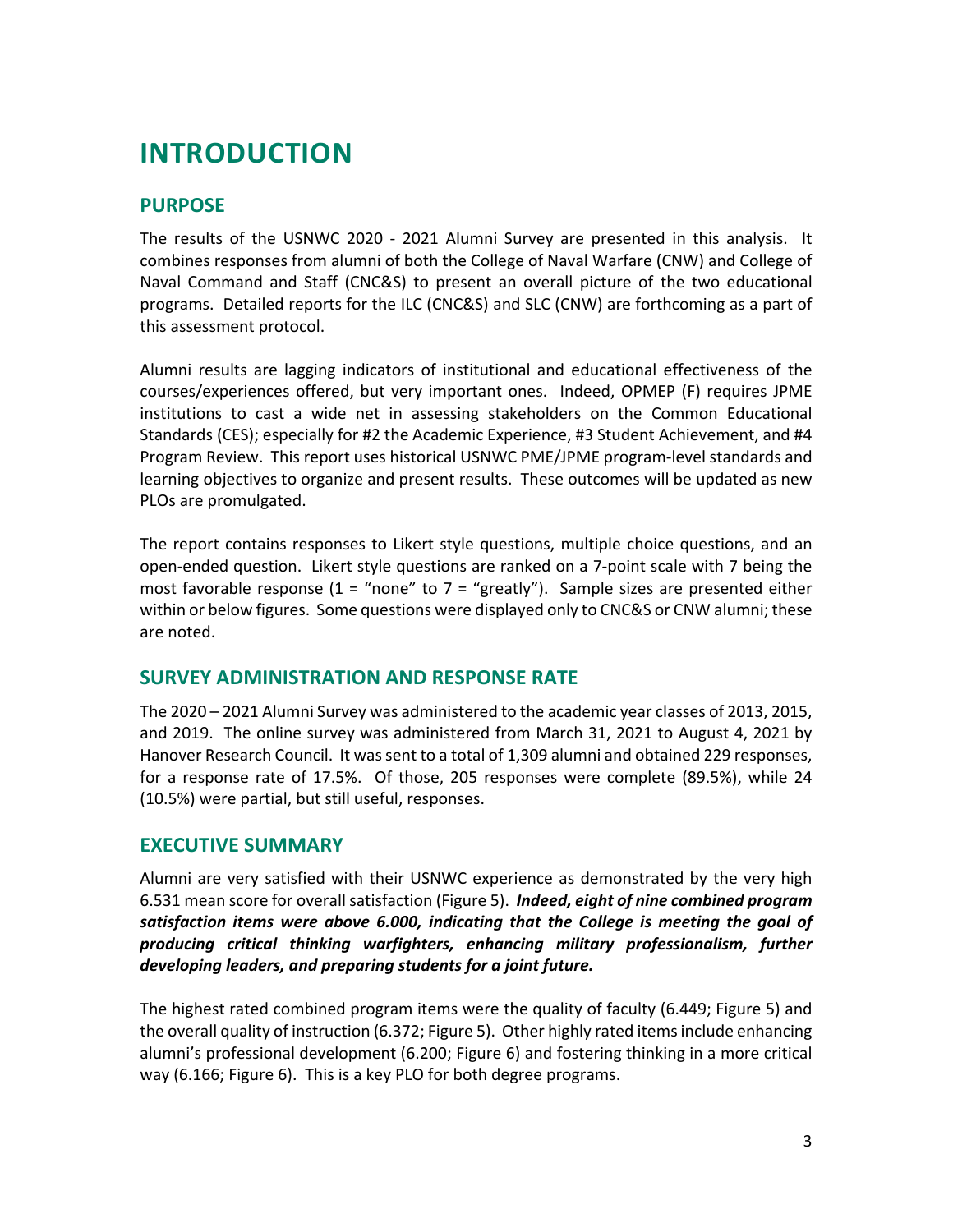# INTRODUCTION

## PURPOSE

The results of the USNWC 2020 - 2021 Alumni Survey are presented in this analysis. It combines responses from alumni of both the College of Naval Warfare (CNW) and College of Naval Command and Staff (CNC&S) to present an overall picture of the two educational programs. Detailed reports for the ILC (CNC&S) and SLC (CNW) are forthcoming as a part of this assessment protocol.

Alumni results are lagging indicators of institutional and educational effectiveness of the courses/experiences offered, but very important ones. Indeed, OPMEP (F) requires JPME institutions to cast a wide net in assessing stakeholders on the Common Educational Standards (CES); especially for #2 the Academic Experience, #3 Student Achievement, and #4 Program Review. This report uses historical USNWC PME/JPME program-level standards and learning objectives to organize and present results. These outcomes will be updated as new PLOs are promulgated.

The report contains responses to Likert style questions, multiple choice questions, and an open-ended question. Likert style questions are ranked on a 7-point scale with 7 being the most favorable response (1 = "none" to 7 = "greatly"). Sample sizes are presented either within or below figures. Some questions were displayed only to CNC&S or CNW alumni; these are noted.

## SURVEY ADMINISTRATION AND RESPONSE RATE

The 2020 – 2021 Alumni Survey was administered to the academic year classes of 2013, 2015, and 2019. The online survey was administered from March 31, 2021 to August 4, 2021 by Hanover Research Council. It was sent to a total of 1,309 alumni and obtained 229 responses, for a response rate of 17.5%. Of those, 205 responses were complete (89.5%), while 24 (10.5%) were partial, but still useful, responses.

## EXECUTIVE SUMMARY

Alumni are very satisfied with their USNWC experience as demonstrated by the very high 6.531 mean score for overall satisfaction (Figure 5). ***Indeed, eight of nine combined program satisfaction items were above 6.000, indicating that the College is meeting the goal of producing critical thinking warfighters, enhancing military professionalism, further developing leaders, and preparing students for a joint future.***

The highest rated combined program items were the quality of faculty (6.449; Figure 5) and the overall quality of instruction (6.372; Figure 5). Other highly rated items include enhancing alumni's professional development (6.200; Figure 6) and fostering thinking in a more critical way (6.166; Figure 6). This is a key PLO for both degree programs.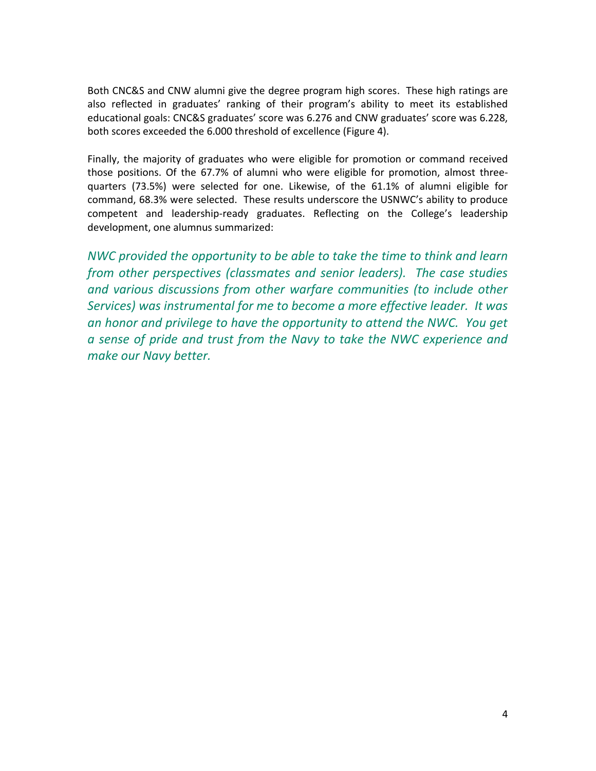Both CNC&S and CNW alumni give the degree program high scores. These high ratings are also reflected in graduates' ranking of their program's ability to meet its established educational goals: CNC&S graduates' score was 6.276 and CNW graduates' score was 6.228, both scores exceeded the 6.000 threshold of excellence (Figure 4).

Finally, the majority of graduates who were eligible for promotion or command received those positions. Of the 67.7% of alumni who were eligible for promotion, almost three-quarters (73.5%) were selected for one. Likewise, of the 61.1% of alumni eligible for command, 68.3% were selected. These results underscore the USNWC's ability to produce competent and leadership-ready graduates. Reflecting on the College's leadership development, one alumnus summarized:

*NWC provided the opportunity to be able to take the time to think and learn from other perspectives (classmates and senior leaders). The case studies and various discussions from other warfare communities (to include other Services) was instrumental for me to become a more effective leader. It was an honor and privilege to have the opportunity to attend the NWC. You get a sense of pride and trust from the Navy to take the NWC experience and make our Navy better.*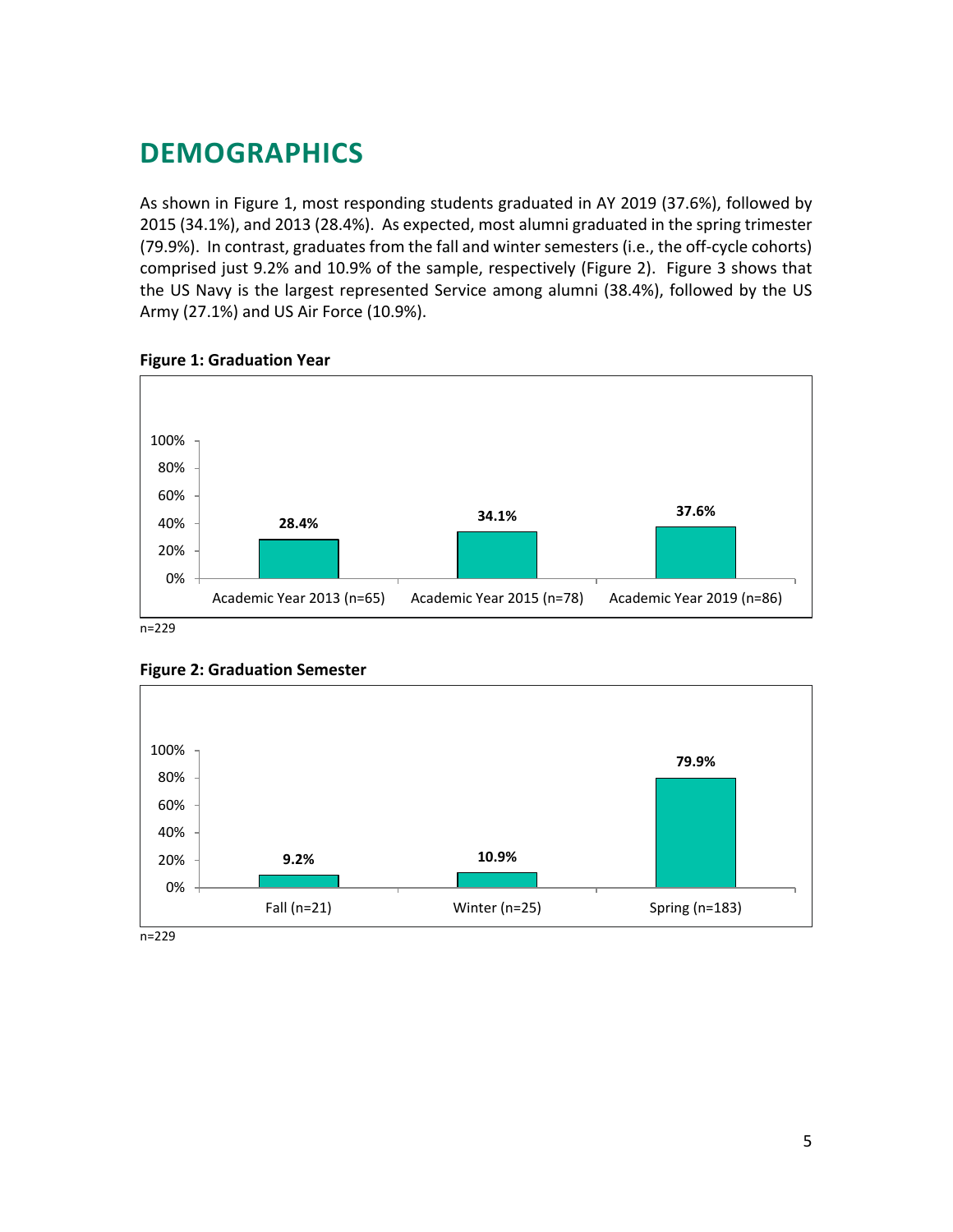# DEMOGRAPHICS

As shown in Figure 1, most responding students graduated in AY 2019 (37.6%), followed by 2015 (34.1%), and 2013 (28.4%). As expected, most alumni graduated in the spring trimester (79.9%). In contrast, graduates from the fall and winter semesters (i.e., the off-cycle cohorts) comprised just 9.2% and 10.9% of the sample, respectively (Figure 2). Figure 3 shows that the US Navy is the largest represented Service among alumni (38.4%), followed by the US Army (27.1%) and US Air Force (10.9%).

**Figure 1: Graduation Year**

100%
80%
60%
40%
20%
0%

28.4%
34.1%
37.6%

Academic Year 2013 (n=65)
Academic Year 2015 (n=78)
Academic Year 2019 (n=86)

n=229

**Figure 2: Graduation Semester**

100%
80%
60%
40%
20%
0%

9.2%
10.9%
79.9%

Fall (n=21)
Winter (n=25)
Spring (n=183)

n=229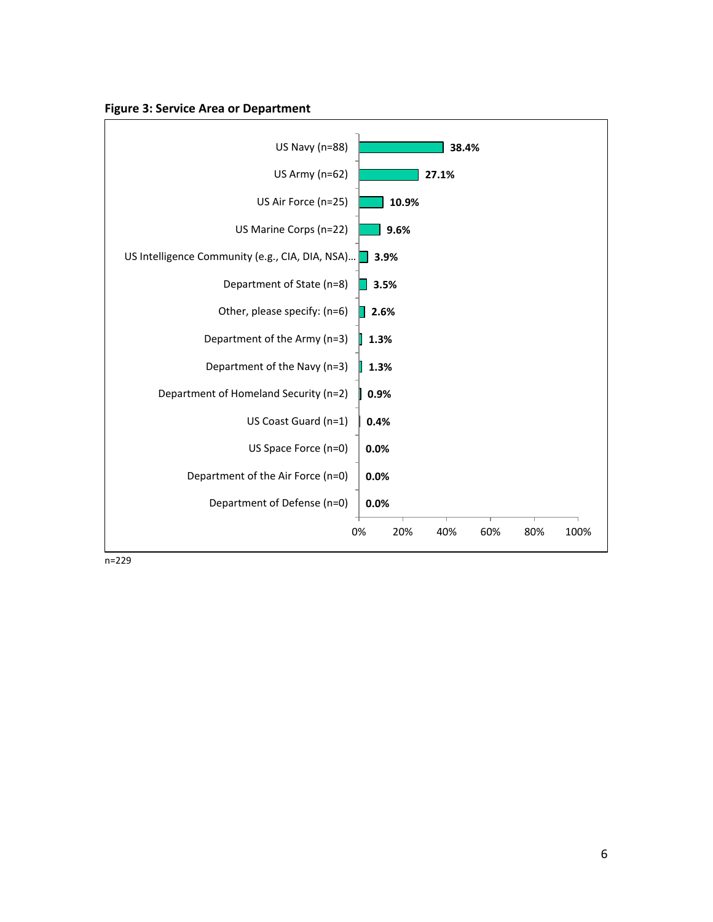**Figure 3: Service Area or Department**

US Navy (n=88) 38.4%

US Army (n=62) 27.1%

US Air Force (n=25) 10.9%

US Marine Corps (n=22) 9.6%

US Intelligence Community (e.g., CIA, DIA, NSA)... 3.9%

Department of State (n=8) 3.5%

Other, please specify: (n=6) 2.6%

Department of the Army (n=3) 1.3%

Department of the Navy (n=3) 1.3%

Department of Homeland Security (n=2) 0.9%

US Coast Guard (n=1) 0.4%

US Space Force (n=0) 0.0%

Department of the Air Force (n=0) 0.0%

Department of Defense (n=0) 0.0%

0% 20% 40% 60% 80% 100%

n=229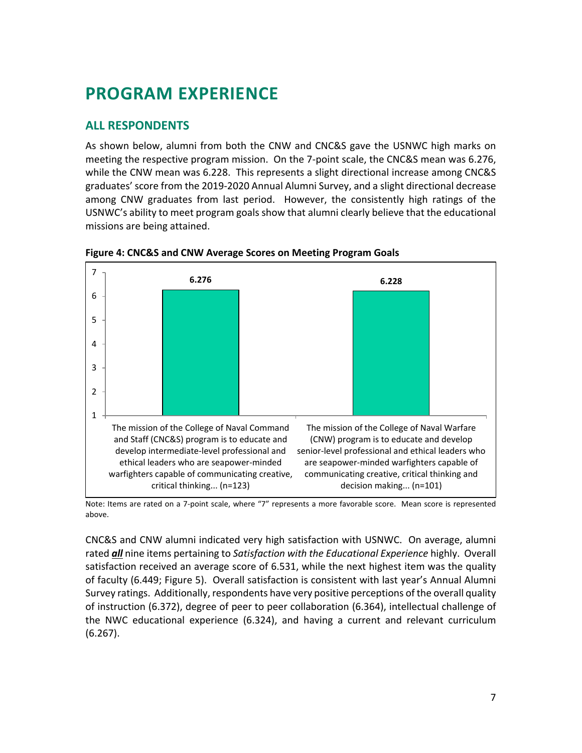# PROGRAM EXPERIENCE

## ALL RESPONDENTS

As shown below, alumni from both the CNW and CNC&S gave the USNWC high marks on meeting the respective program mission. On the 7-point scale, the CNC&S mean was 6.276, while the CNW mean was 6.228. This represents a slight directional increase among CNC&S graduates' score from the 2019-2020 Annual Alumni Survey, and a slight directional decrease among CNW graduates from last period. However, the consistently high ratings of the USNWC's ability to meet program goals show that alumni clearly believe that the educational missions are being attained.

**Figure 4: CNC&S and CNW Average Scores on Meeting Program Goals**

7
6
5
4
3
2
1

6.276
The mission of the College of Naval Command and Staff (CNC&S) program is to educate and develop intermediate-level professional and ethical leaders who are seapower-minded warfighters capable of communicating creative, critical thinking... (n=123)

6.228
The mission of the College of Naval Warfare (CNW) program is to educate and develop senior-level professional and ethical leaders who are seapower-minded warfighters capable of communicating creative, critical thinking and decision making... (n=101)

Note: Items are rated on a 7-point scale, where "7" represents a more favorable score. Mean score is represented above.

CNC&S and CNW alumni indicated very high satisfaction with USNWC. On average, alumni rated ***all*** nine items pertaining to *Satisfaction with the Educational Experience* highly. Overall satisfaction received an average score of 6.531, while the next highest item was the quality of faculty (6.449; Figure 5). Overall satisfaction is consistent with last year's Annual Alumni Survey ratings. Additionally, respondents have very positive perceptions of the overall quality of instruction (6.372), degree of peer to peer collaboration (6.364), intellectual challenge of the NWC educational experience (6.324), and having a current and relevant curriculum (6.267).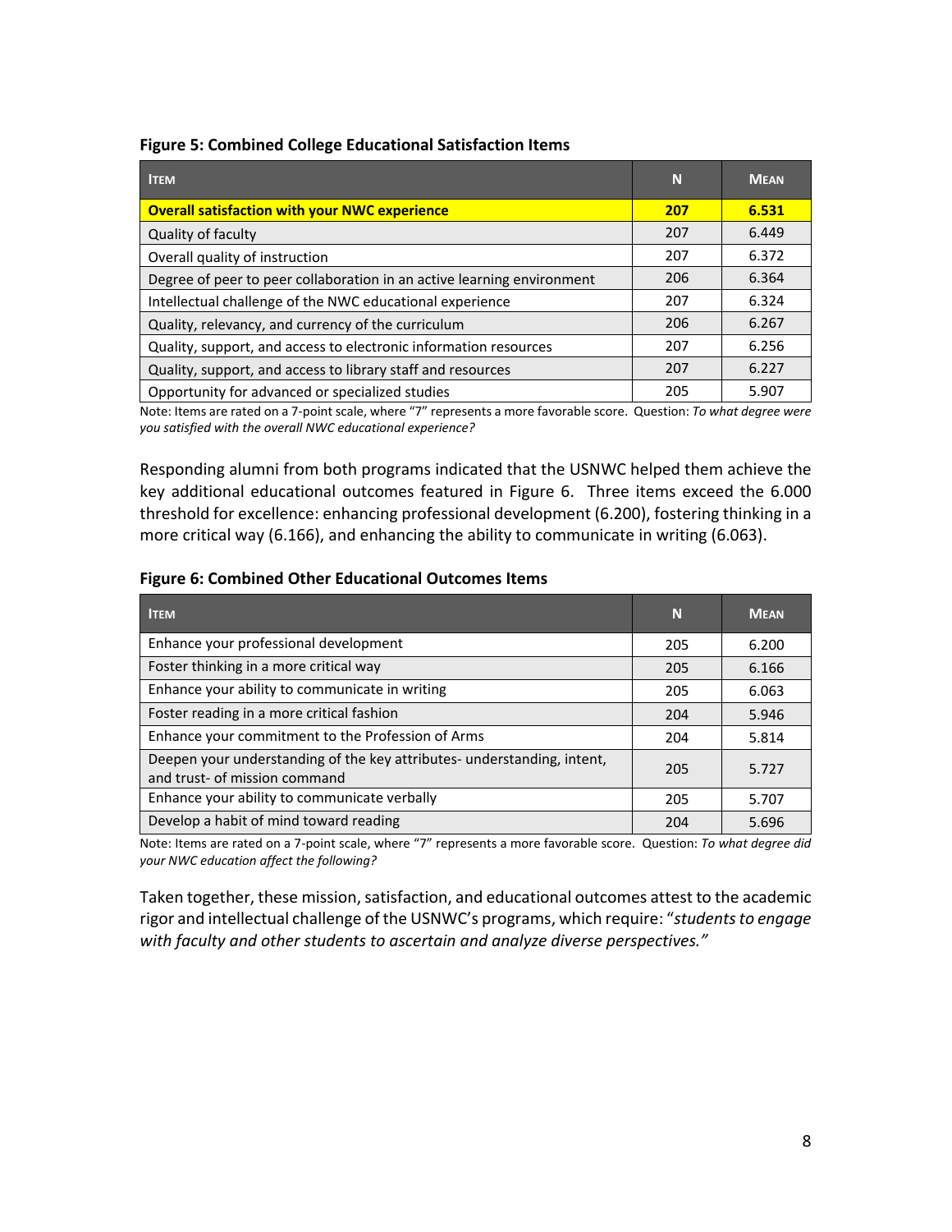**Figure 5: Combined College Educational Satisfaction Items**

| Item | N | Mean |
|---|---|---|
| **Overall satisfaction with your NWC experience** | **207** | **6.531** |
| Quality of faculty | 207 | 6.449 |
| Overall quality of instruction | 207 | 6.372 |
| Degree of peer to peer collaboration in an active learning environment | 206 | 6.364 |
| Intellectual challenge of the NWC educational experience | 207 | 6.324 |
| Quality, relevancy, and currency of the curriculum | 206 | 6.267 |
| Quality, support, and access to electronic information resources | 207 | 6.256 |
| Quality, support, and access to library staff and resources | 207 | 6.227 |
| Opportunity for advanced or specialized studies | 205 | 5.907 |

Note: Items are rated on a 7-point scale, where "7" represents a more favorable score. Question: *To what degree were you satisfied with the overall NWC educational experience?*

Responding alumni from both programs indicated that the USNWC helped them achieve the key additional educational outcomes featured in Figure 6. Three items exceed the 6.000 threshold for excellence: enhancing professional development (6.200), fostering thinking in a more critical way (6.166), and enhancing the ability to communicate in writing (6.063).

**Figure 6: Combined Other Educational Outcomes Items**

| Item | N | Mean |
|---|---|---|
| Enhance your professional development | 205 | 6.200 |
| Foster thinking in a more critical way | 205 | 6.166 |
| Enhance your ability to communicate in writing | 205 | 6.063 |
| Foster reading in a more critical fashion | 204 | 5.946 |
| Enhance your commitment to the Profession of Arms | 204 | 5.814 |
| Deepen your understanding of the key attributes- understanding, intent, and trust- of mission command | 205 | 5.727 |
| Enhance your ability to communicate verbally | 205 | 5.707 |
| Develop a habit of mind toward reading | 204 | 5.696 |

Note: Items are rated on a 7-point scale, where "7" represents a more favorable score. Question: *To what degree did your NWC education affect the following?*

Taken together, these mission, satisfaction, and educational outcomes attest to the academic rigor and intellectual challenge of the USNWC's programs, which require: "*students to engage with faculty and other students to ascertain and analyze diverse perspectives."*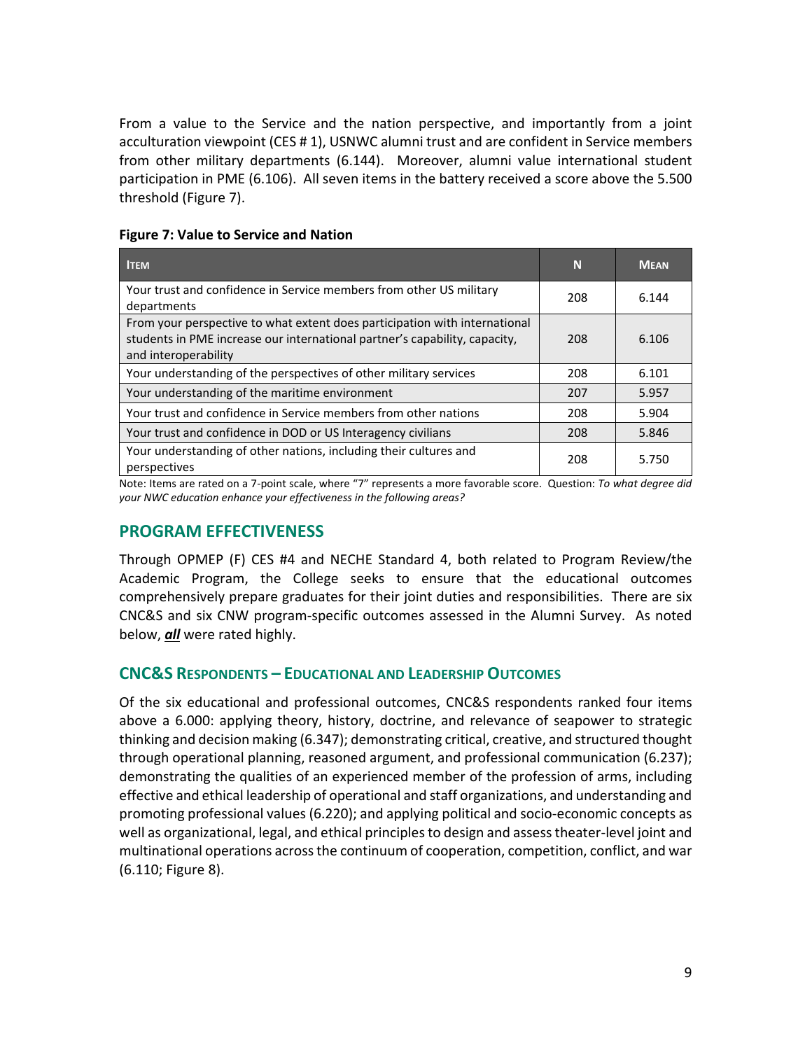From a value to the Service and the nation perspective, and importantly from a joint acculturation viewpoint (CES # 1), USNWC alumni trust and are confident in Service members from other military departments (6.144). Moreover, alumni value international student participation in PME (6.106). All seven items in the battery received a score above the 5.500 threshold (Figure 7).

**Figure 7: Value to Service and Nation**

| Item | N | Mean |
|---|---|---|
| Your trust and confidence in Service members from other US military departments | 208 | 6.144 |
| From your perspective to what extent does participation with international students in PME increase our international partner's capability, capacity, and interoperability | 208 | 6.106 |
| Your understanding of the perspectives of other military services | 208 | 6.101 |
| Your understanding of the maritime environment | 207 | 5.957 |
| Your trust and confidence in Service members from other nations | 208 | 5.904 |
| Your trust and confidence in DOD or US Interagency civilians | 208 | 5.846 |
| Your understanding of other nations, including their cultures and perspectives | 208 | 5.750 |

Note: Items are rated on a 7-point scale, where "7" represents a more favorable score. Question: *To what degree did your NWC education enhance your effectiveness in the following areas?*

## PROGRAM EFFECTIVENESS

Through OPMEP (F) CES #4 and NECHE Standard 4, both related to Program Review/the Academic Program, the College seeks to ensure that the educational outcomes comprehensively prepare graduates for their joint duties and responsibilities. There are six CNC&S and six CNW program-specific outcomes assessed in the Alumni Survey. As noted below, ***all*** were rated highly.

### CNC&S Respondents – Educational and Leadership Outcomes

Of the six educational and professional outcomes, CNC&S respondents ranked four items above a 6.000: applying theory, history, doctrine, and relevance of seapower to strategic thinking and decision making (6.347); demonstrating critical, creative, and structured thought through operational planning, reasoned argument, and professional communication (6.237); demonstrating the qualities of an experienced member of the profession of arms, including effective and ethical leadership of operational and staff organizations, and understanding and promoting professional values (6.220); and applying political and socio-economic concepts as well as organizational, legal, and ethical principles to design and assess theater-level joint and multinational operations across the continuum of cooperation, competition, conflict, and war (6.110; Figure 8).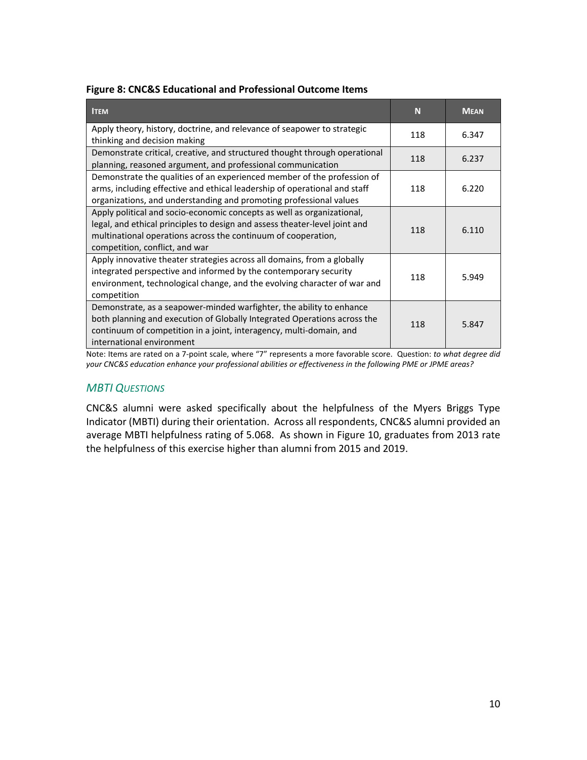**Figure 8: CNC&S Educational and Professional Outcome Items**

| Item | N | Mean |
| --- | --- | --- |
| Apply theory, history, doctrine, and relevance of seapower to strategic thinking and decision making | 118 | 6.347 |
| Demonstrate critical, creative, and structured thought through operational planning, reasoned argument, and professional communication | 118 | 6.237 |
| Demonstrate the qualities of an experienced member of the profession of arms, including effective and ethical leadership of operational and staff organizations, and understanding and promoting professional values | 118 | 6.220 |
| Apply political and socio-economic concepts as well as organizational, legal, and ethical principles to design and assess theater-level joint and multinational operations across the continuum of cooperation, competition, conflict, and war | 118 | 6.110 |
| Apply innovative theater strategies across all domains, from a globally integrated perspective and informed by the contemporary security environment, technological change, and the evolving character of war and competition | 118 | 5.949 |
| Demonstrate, as a seapower-minded warfighter, the ability to enhance both planning and execution of Globally Integrated Operations across the continuum of competition in a joint, interagency, multi-domain, and international environment | 118 | 5.847 |

Note: Items are rated on a 7-point scale, where "7" represents a more favorable score. Question: *to what degree did your CNC&S education enhance your professional abilities or effectiveness in the following PME or JPME areas?*

### *MBTI Questions*

CNC&S alumni were asked specifically about the helpfulness of the Myers Briggs Type Indicator (MBTI) during their orientation. Across all respondents, CNC&S alumni provided an average MBTI helpfulness rating of 5.068. As shown in Figure 10, graduates from 2013 rate the helpfulness of this exercise higher than alumni from 2015 and 2019.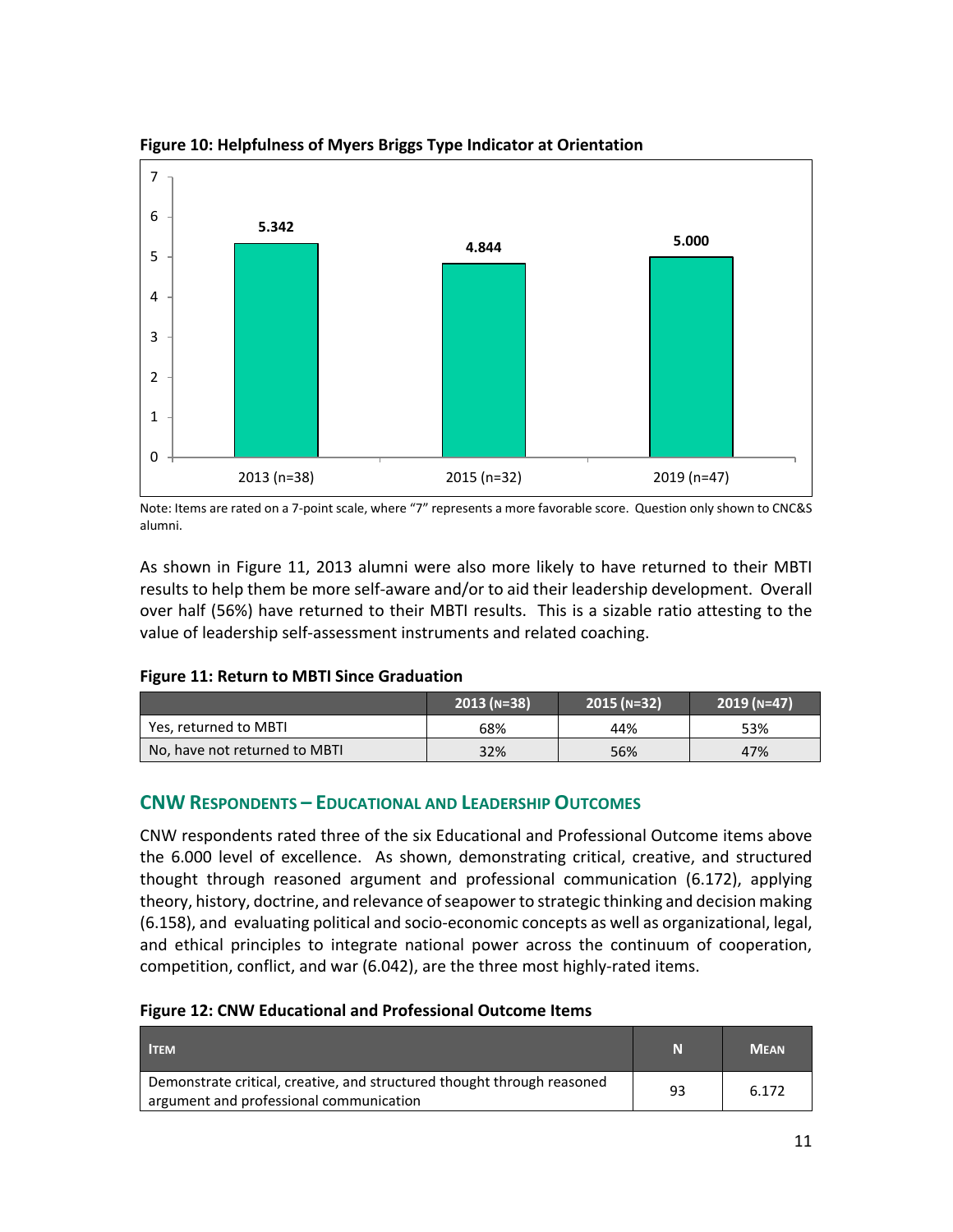**Figure 10: Helpfulness of Myers Briggs Type Indicator at Orientation**

7
6
5
4
3
2
1
0

5.342
4.844
5.000

2013 (n=38)
2015 (n=32)
2019 (n=47)

Note: Items are rated on a 7-point scale, where "7" represents a more favorable score. Question only shown to CNC&S alumni.

As shown in Figure 11, 2013 alumni were also more likely to have returned to their MBTI results to help them be more self-aware and/or to aid their leadership development. Overall over half (56%) have returned to their MBTI results. This is a sizable ratio attesting to the value of leadership self-assessment instruments and related coaching.

**Figure 11: Return to MBTI Since Graduation**

| | 2013 (n=38) | 2015 (n=32) | 2019 (n=47) |
|---|---|---|---|
| Yes, returned to MBTI | 68% | 44% | 53% |
| No, have not returned to MBTI | 32% | 56% | 47% |

## CNW Respondents – Educational and Leadership Outcomes

CNW respondents rated three of the six Educational and Professional Outcome items above the 6.000 level of excellence. As shown, demonstrating critical, creative, and structured thought through reasoned argument and professional communication (6.172), applying theory, history, doctrine, and relevance of seapower to strategic thinking and decision making (6.158), and evaluating political and socio-economic concepts as well as organizational, legal, and ethical principles to integrate national power across the continuum of cooperation, competition, conflict, and war (6.042), are the three most highly-rated items.

**Figure 12: CNW Educational and Professional Outcome Items**

| Item | N | Mean |
|---|---|---|
| Demonstrate critical, creative, and structured thought through reasoned argument and professional communication | 93 | 6.172 |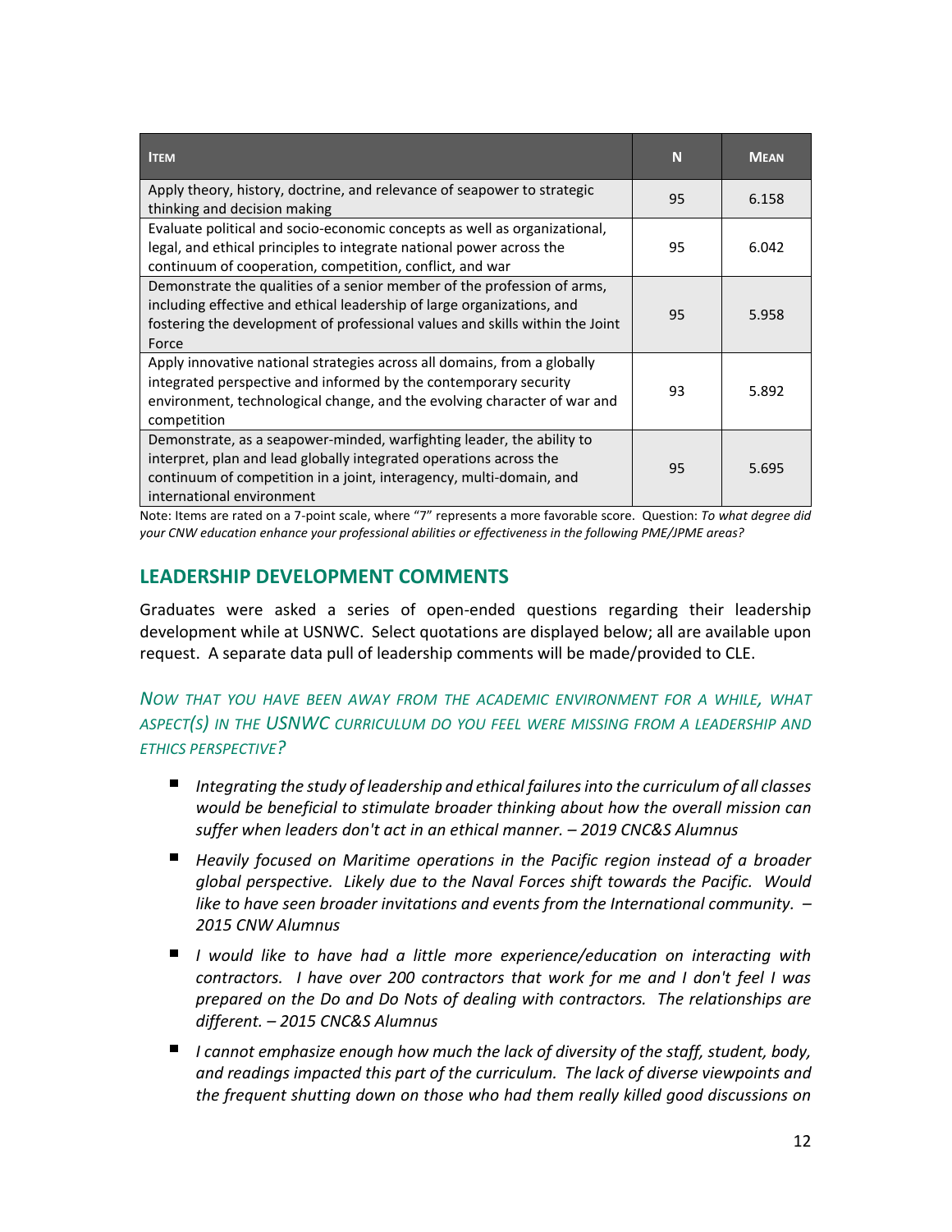| Item | N | Mean |
|---|---|---|
| Apply theory, history, doctrine, and relevance of seapower to strategic thinking and decision making | 95 | 6.158 |
| Evaluate political and socio-economic concepts as well as organizational, legal, and ethical principles to integrate national power across the continuum of cooperation, competition, conflict, and war | 95 | 6.042 |
| Demonstrate the qualities of a senior member of the profession of arms, including effective and ethical leadership of large organizations, and fostering the development of professional values and skills within the Joint Force | 95 | 5.958 |
| Apply innovative national strategies across all domains, from a globally integrated perspective and informed by the contemporary security environment, technological change, and the evolving character of war and competition | 93 | 5.892 |
| Demonstrate, as a seapower-minded, warfighting leader, the ability to interpret, plan and lead globally integrated operations across the continuum of competition in a joint, interagency, multi-domain, and international environment | 95 | 5.695 |

Note: Items are rated on a 7-point scale, where "7" represents a more favorable score. Question: *To what degree did your CNW education enhance your professional abilities or effectiveness in the following PME/JPME areas?*

## LEADERSHIP DEVELOPMENT COMMENTS

Graduates were asked a series of open-ended questions regarding their leadership development while at USNWC. Select quotations are displayed below; all are available upon request. A separate data pull of leadership comments will be made/provided to CLE.

### *Now that you have been away from the academic environment for a while, what aspect(s) in the USNWC curriculum do you feel were missing from a leadership and ethics perspective?*

- *Integrating the study of leadership and ethical failures into the curriculum of all classes would be beneficial to stimulate broader thinking about how the overall mission can suffer when leaders don't act in an ethical manner. – 2019 CNC&S Alumnus*
- *Heavily focused on Maritime operations in the Pacific region instead of a broader global perspective. Likely due to the Naval Forces shift towards the Pacific. Would like to have seen broader invitations and events from the International community. – 2015 CNW Alumnus*
- *I would like to have had a little more experience/education on interacting with contractors. I have over 200 contractors that work for me and I don't feel I was prepared on the Do and Do Nots of dealing with contractors. The relationships are different. – 2015 CNC&S Alumnus*
- *I cannot emphasize enough how much the lack of diversity of the staff, student, body, and readings impacted this part of the curriculum. The lack of diverse viewpoints and the frequent shutting down on those who had them really killed good discussions on*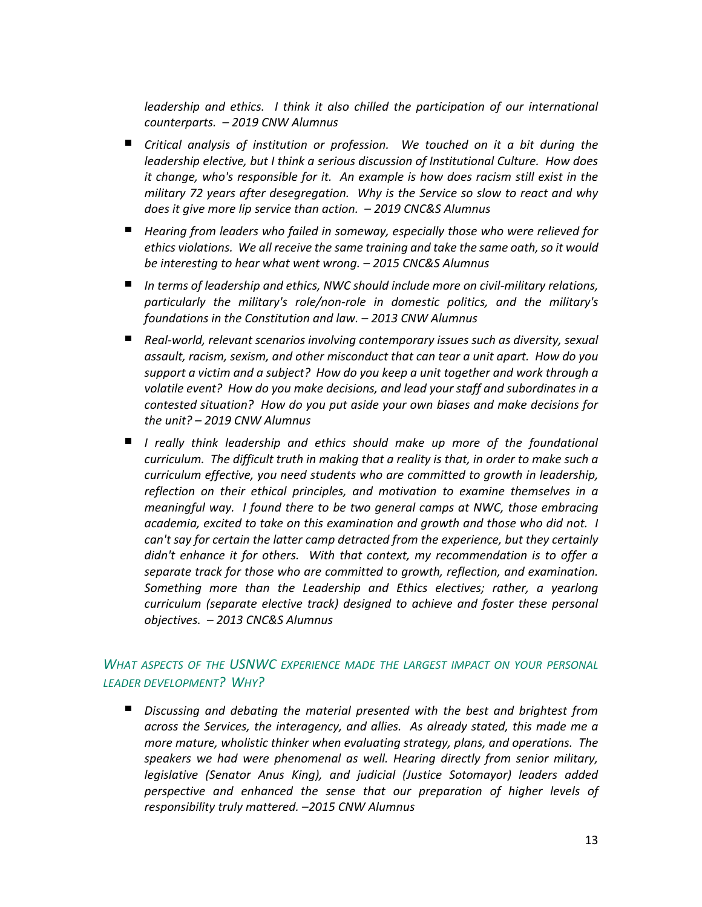*leadership and ethics. I think it also chilled the participation of our international counterparts. – 2019 CNW Alumnus*

- *Critical analysis of institution or profession. We touched on it a bit during the leadership elective, but I think a serious discussion of Institutional Culture. How does it change, who's responsible for it. An example is how does racism still exist in the military 72 years after desegregation. Why is the Service so slow to react and why does it give more lip service than action. – 2019 CNC&S Alumnus*
- *Hearing from leaders who failed in someway, especially those who were relieved for ethics violations. We all receive the same training and take the same oath, so it would be interesting to hear what went wrong. – 2015 CNC&S Alumnus*
- *In terms of leadership and ethics, NWC should include more on civil-military relations, particularly the military's role/non-role in domestic politics, and the military's foundations in the Constitution and law. – 2013 CNW Alumnus*
- *Real-world, relevant scenarios involving contemporary issues such as diversity, sexual assault, racism, sexism, and other misconduct that can tear a unit apart. How do you support a victim and a subject? How do you keep a unit together and work through a volatile event? How do you make decisions, and lead your staff and subordinates in a contested situation? How do you put aside your own biases and make decisions for the unit? – 2019 CNW Alumnus*
- *I really think leadership and ethics should make up more of the foundational curriculum. The difficult truth in making that a reality is that, in order to make such a curriculum effective, you need students who are committed to growth in leadership, reflection on their ethical principles, and motivation to examine themselves in a meaningful way. I found there to be two general camps at NWC, those embracing academia, excited to take on this examination and growth and those who did not. I can't say for certain the latter camp detracted from the experience, but they certainly didn't enhance it for others. With that context, my recommendation is to offer a separate track for those who are committed to growth, reflection, and examination. Something more than the Leadership and Ethics electives; rather, a yearlong curriculum (separate elective track) designed to achieve and foster these personal objectives. – 2013 CNC&S Alumnus*

### *WHAT ASPECTS OF THE USNWC EXPERIENCE MADE THE LARGEST IMPACT ON YOUR PERSONAL LEADER DEVELOPMENT? WHY?*

- *Discussing and debating the material presented with the best and brightest from across the Services, the interagency, and allies. As already stated, this made me a more mature, wholistic thinker when evaluating strategy, plans, and operations. The speakers we had were phenomenal as well. Hearing directly from senior military, legislative (Senator Anus King), and judicial (Justice Sotomayor) leaders added perspective and enhanced the sense that our preparation of higher levels of responsibility truly mattered. –2015 CNW Alumnus*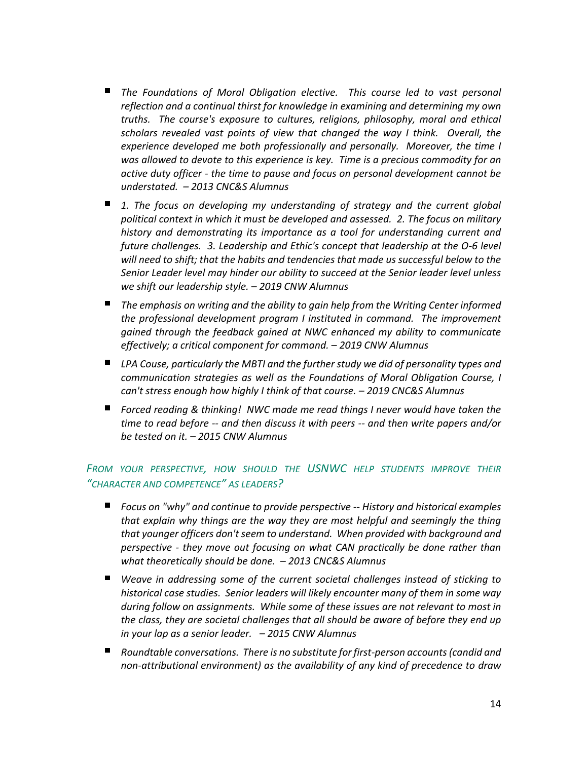- *The Foundations of Moral Obligation elective. This course led to vast personal reflection and a continual thirst for knowledge in examining and determining my own truths. The course's exposure to cultures, religions, philosophy, moral and ethical scholars revealed vast points of view that changed the way I think. Overall, the experience developed me both professionally and personally. Moreover, the time I was allowed to devote to this experience is key. Time is a precious commodity for an active duty officer - the time to pause and focus on personal development cannot be understated. – 2013 CNC&S Alumnus*
- *1. The focus on developing my understanding of strategy and the current global political context in which it must be developed and assessed. 2. The focus on military history and demonstrating its importance as a tool for understanding current and future challenges. 3. Leadership and Ethic's concept that leadership at the O-6 level will need to shift; that the habits and tendencies that made us successful below to the Senior Leader level may hinder our ability to succeed at the Senior leader level unless we shift our leadership style. – 2019 CNW Alumnus*
- *The emphasis on writing and the ability to gain help from the Writing Center informed the professional development program I instituted in command. The improvement gained through the feedback gained at NWC enhanced my ability to communicate effectively; a critical component for command. – 2019 CNW Alumnus*
- *LPA Couse, particularly the MBTI and the further study we did of personality types and communication strategies as well as the Foundations of Moral Obligation Course, I can't stress enough how highly I think of that course. – 2019 CNC&S Alumnus*
- *Forced reading & thinking! NWC made me read things I never would have taken the time to read before -- and then discuss it with peers -- and then write papers and/or be tested on it. – 2015 CNW Alumnus*

### *From your perspective, how should the USNWC help students improve their "character and competence" as leaders?*

- *Focus on "why" and continue to provide perspective -- History and historical examples that explain why things are the way they are most helpful and seemingly the thing that younger officers don't seem to understand. When provided with background and perspective - they move out focusing on what CAN practically be done rather than what theoretically should be done. – 2013 CNC&S Alumnus*
- *Weave in addressing some of the current societal challenges instead of sticking to historical case studies. Senior leaders will likely encounter many of them in some way during follow on assignments. While some of these issues are not relevant to most in the class, they are societal challenges that all should be aware of before they end up in your lap as a senior leader. – 2015 CNW Alumnus*
- *Roundtable conversations. There is no substitute for first-person accounts (candid and non-attributional environment) as the availability of any kind of precedence to draw*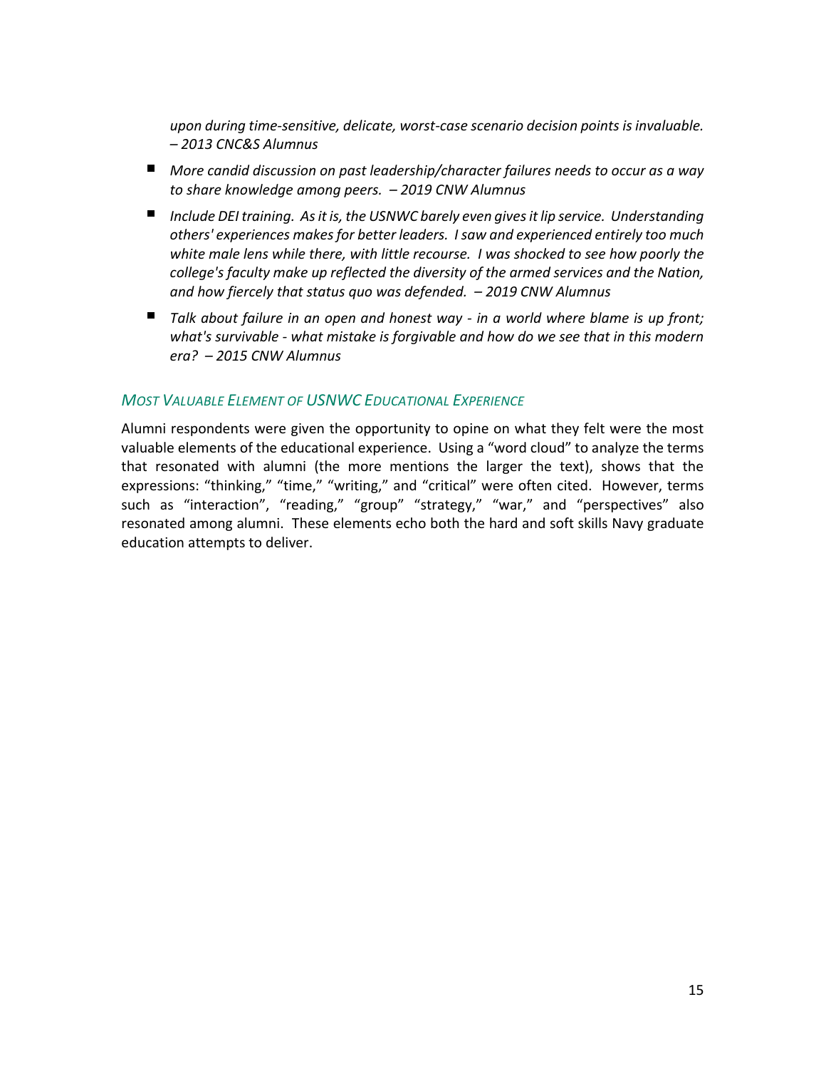*upon during time-sensitive, delicate, worst-case scenario decision points is invaluable. – 2013 CNC&S Alumnus*

- *More candid discussion on past leadership/character failures needs to occur as a way to share knowledge among peers. – 2019 CNW Alumnus*
- *Include DEI training. As it is, the USNWC barely even gives it lip service. Understanding others' experiences makes for better leaders. I saw and experienced entirely too much white male lens while there, with little recourse. I was shocked to see how poorly the college's faculty make up reflected the diversity of the armed services and the Nation, and how fiercely that status quo was defended. – 2019 CNW Alumnus*
- *Talk about failure in an open and honest way - in a world where blame is up front; what's survivable - what mistake is forgivable and how do we see that in this modern era? – 2015 CNW Alumnus*

### *Most Valuable Element of USNWC Educational Experience*

Alumni respondents were given the opportunity to opine on what they felt were the most valuable elements of the educational experience. Using a "word cloud" to analyze the terms that resonated with alumni (the more mentions the larger the text), shows that the expressions: "thinking," "time," "writing," and "critical" were often cited. However, terms such as "interaction", "reading," "group" "strategy," "war," and "perspectives" also resonated among alumni. These elements echo both the hard and soft skills Navy graduate education attempts to deliver.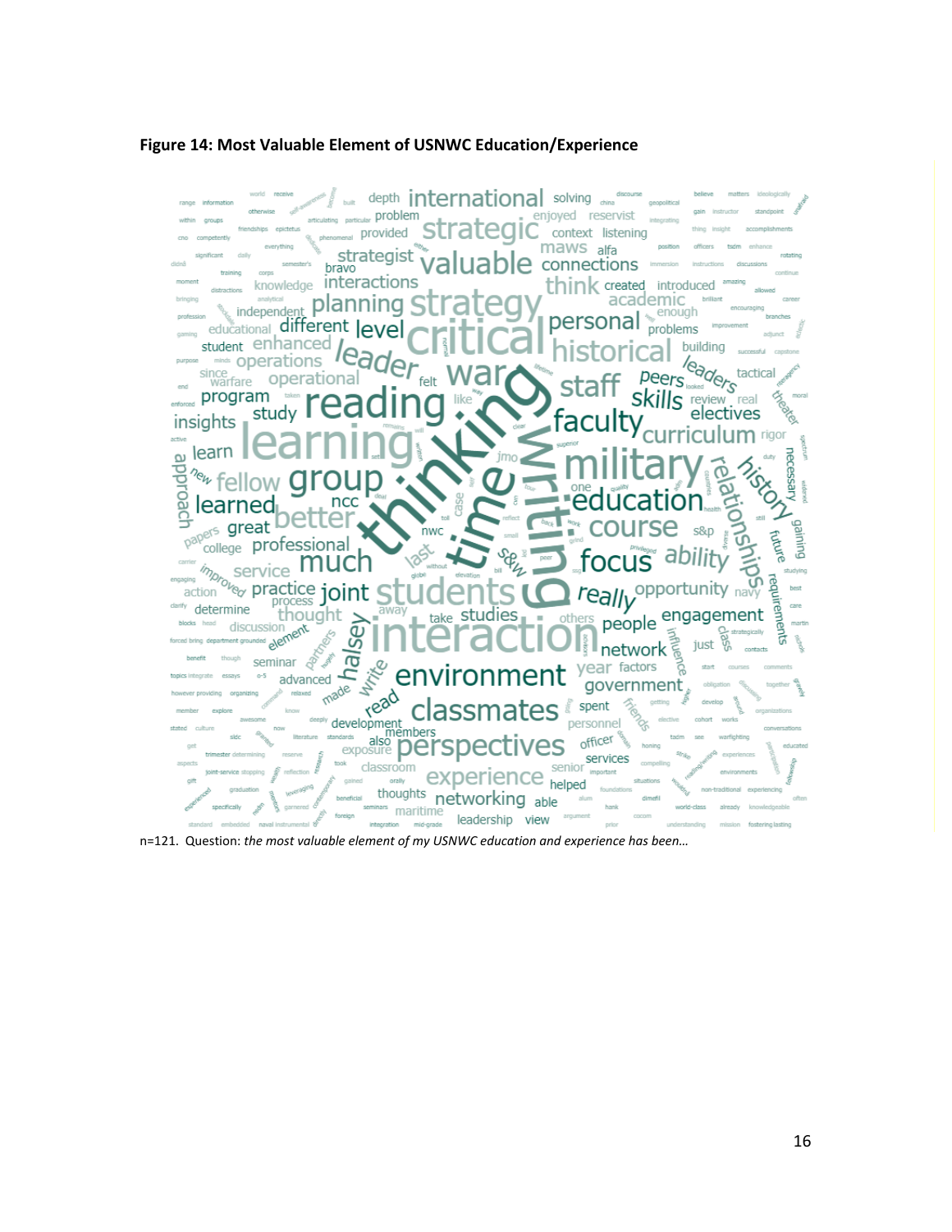**Figure 14: Most Valuable Element of USNWC Education/Experience**

n=121. Question: *the most valuable element of my USNWC education and experience has been…*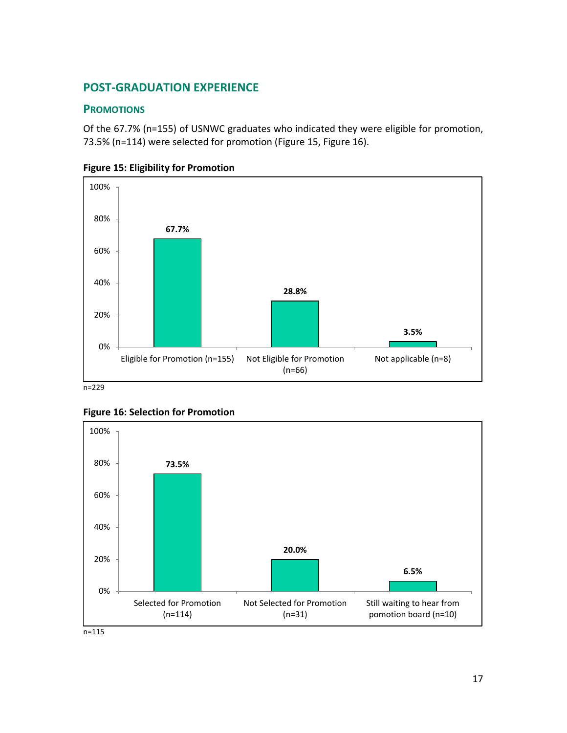## POST-GRADUATION EXPERIENCE

### PROMOTIONS

Of the 67.7% (n=155) of USNWC graduates who indicated they were eligible for promotion, 73.5% (n=114) were selected for promotion (Figure 15, Figure 16).

**Figure 15: Eligibility for Promotion**

| Category | Percentage |
|---|---|
| Eligible for Promotion (n=155) | 67.7% |
| Not Eligible for Promotion (n=66) | 28.8% |
| Not applicable (n=8) | 3.5% |

n=229

**Figure 16: Selection for Promotion**

| Category | Percentage |
|---|---|
| Selected for Promotion (n=114) | 73.5% |
| Not Selected for Promotion (n=31) | 20.0% |
| Still waiting to hear from pomotion board (n=10) | 6.5% |

n=115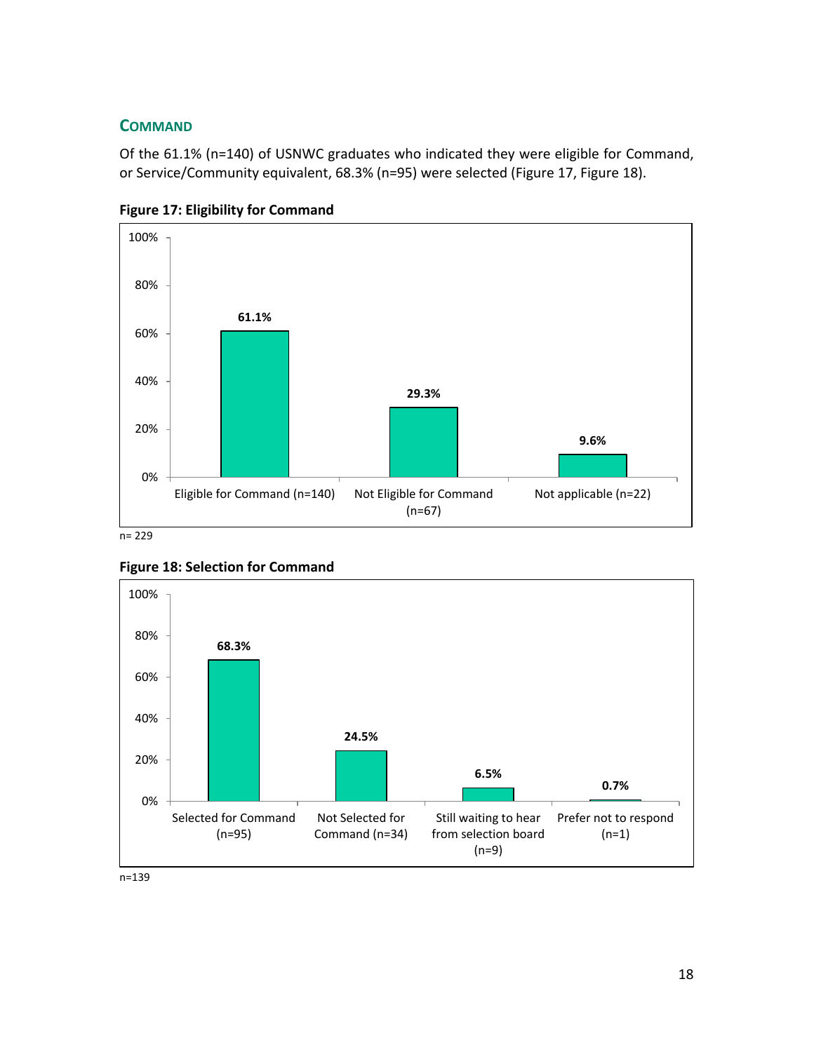## COMMAND

Of the 61.1% (n=140) of USNWC graduates who indicated they were eligible for Command, or Service/Community equivalent, 68.3% (n=95) were selected (Figure 17, Figure 18).

**Figure 17: Eligibility for Command**

100%
80%
60%
40%
20%
0%

61.1%
29.3%
9.6%

Eligible for Command (n=140)
Not Eligible for Command (n=67)
Not applicable (n=22)

n= 229

**Figure 18: Selection for Command**

100%
80%
60%
40%
20%
0%

68.3%
24.5%
6.5%
0.7%

Selected for Command (n=95)
Not Selected for Command (n=34)
Still waiting to hear from selection board (n=9)
Prefer not to respond (n=1)

n=139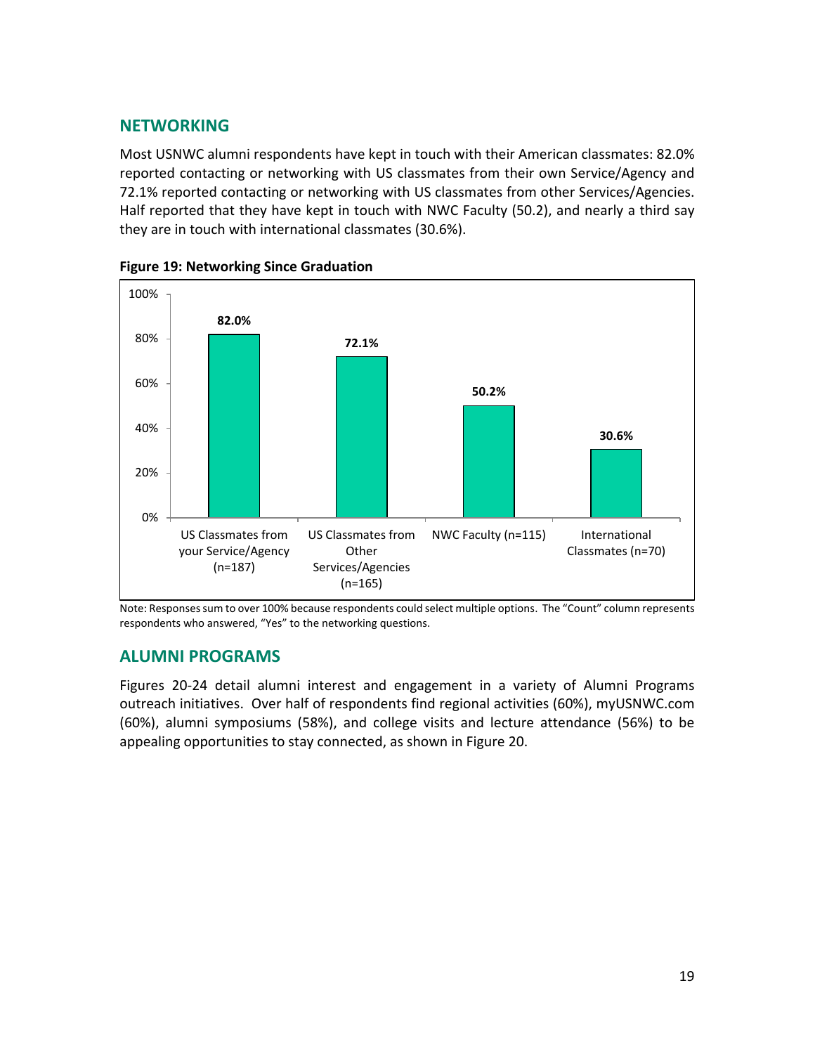## NETWORKING

Most USNWC alumni respondents have kept in touch with their American classmates: 82.0% reported contacting or networking with US classmates from their own Service/Agency and 72.1% reported contacting or networking with US classmates from other Services/Agencies. Half reported that they have kept in touch with NWC Faculty (50.2), and nearly a third say they are in touch with international classmates (30.6%).

**Figure 19: Networking Since Graduation**

100%
80%
60%
40%
20%
0%

82.0%
72.1%
50.2%
30.6%

US Classmates from your Service/Agency (n=187)
US Classmates from Other Services/Agencies (n=165)
NWC Faculty (n=115)
International Classmates (n=70)

Note: Responses sum to over 100% because respondents could select multiple options. The "Count" column represents respondents who answered, "Yes" to the networking questions.

## ALUMNI PROGRAMS

Figures 20-24 detail alumni interest and engagement in a variety of Alumni Programs outreach initiatives. Over half of respondents find regional activities (60%), myUSNWC.com (60%), alumni symposiums (58%), and college visits and lecture attendance (56%) to be appealing opportunities to stay connected, as shown in Figure 20.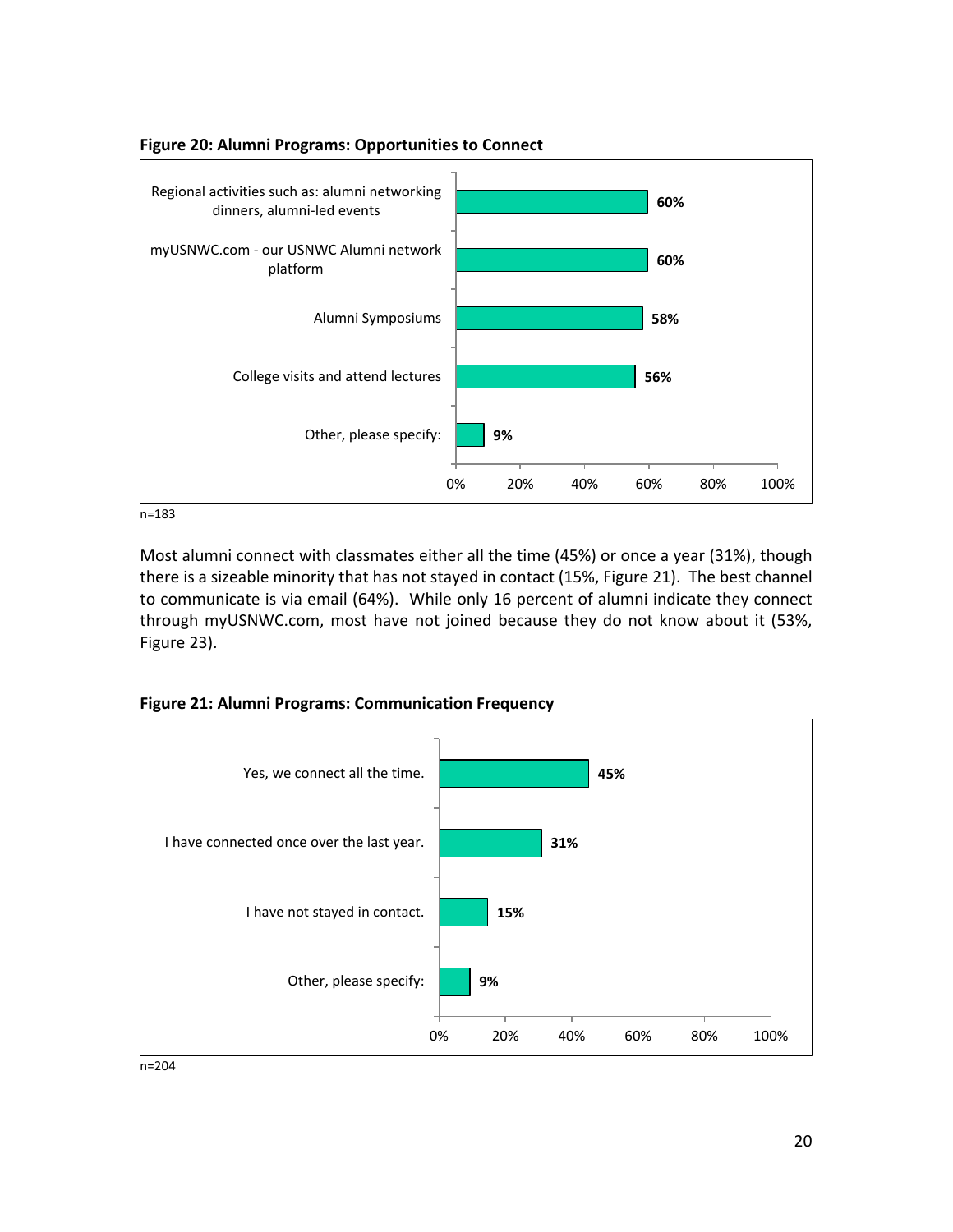**Figure 20: Alumni Programs: Opportunities to Connect**

Regional activities such as: alumni networking dinners, alumni-led events 60%

myUSNWC.com - our USNWC Alumni network platform 60%

Alumni Symposiums 58%

College visits and attend lectures 56%

Other, please specify: 9%

0% 20% 40% 60% 80% 100%

n=183

Most alumni connect with classmates either all the time (45%) or once a year (31%), though there is a sizeable minority that has not stayed in contact (15%, Figure 21). The best channel to communicate is via email (64%). While only 16 percent of alumni indicate they connect through myUSNWC.com, most have not joined because they do not know about it (53%, Figure 23).

**Figure 21: Alumni Programs: Communication Frequency**

Yes, we connect all the time. 45%

I have connected once over the last year. 31%

I have not stayed in contact. 15%

Other, please specify: 9%

0% 20% 40% 60% 80% 100%

n=204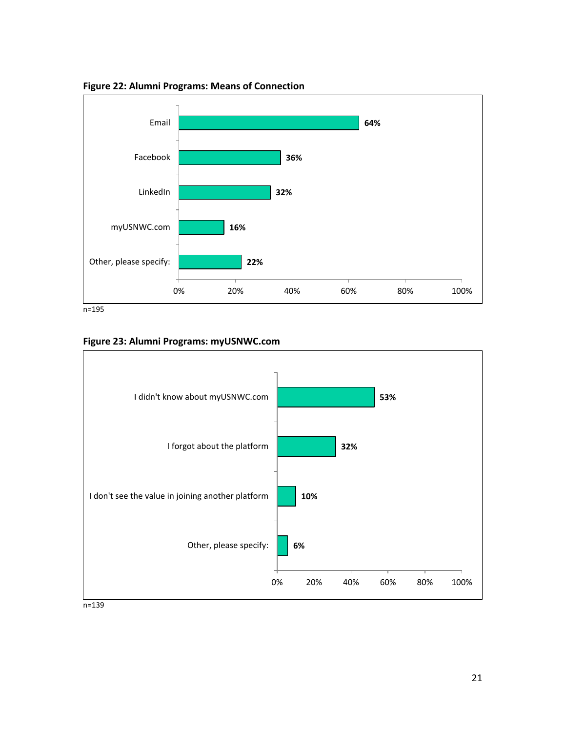**Figure 22: Alumni Programs: Means of Connection**

Email
64%
Facebook
36%
LinkedIn
32%
myUSNWC.com
16%
Other, please specify:
22%

0%
20%
40%
60%
80%
100%

n=195

**Figure 23: Alumni Programs: myUSNWC.com**

I didn't know about myUSNWC.com
53%
I forgot about the platform
32%
I don't see the value in joining another platform
10%
Other, please specify:
6%

0%
20%
40%
60%
80%
100%

n=139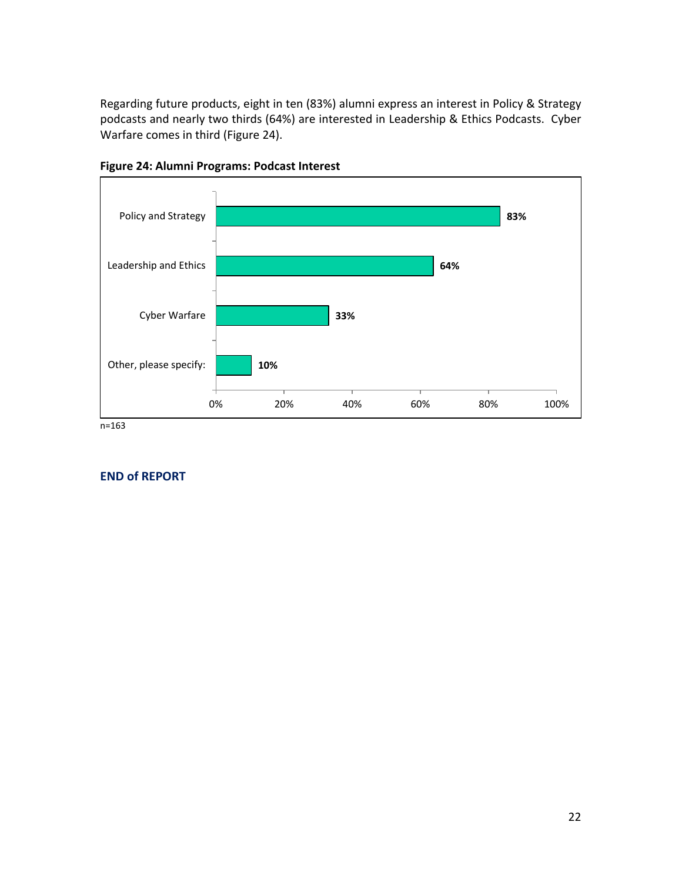Regarding future products, eight in ten (83%) alumni express an interest in Policy & Strategy podcasts and nearly two thirds (64%) are interested in Leadership & Ethics Podcasts. Cyber Warfare comes in third (Figure 24).

**Figure 24: Alumni Programs: Podcast Interest**

Policy and Strategy
83%
Leadership and Ethics
64%
Cyber Warfare
33%
Other, please specify:
10%

0%
20%
40%
60%
80%
100%

n=163

## END of REPORT